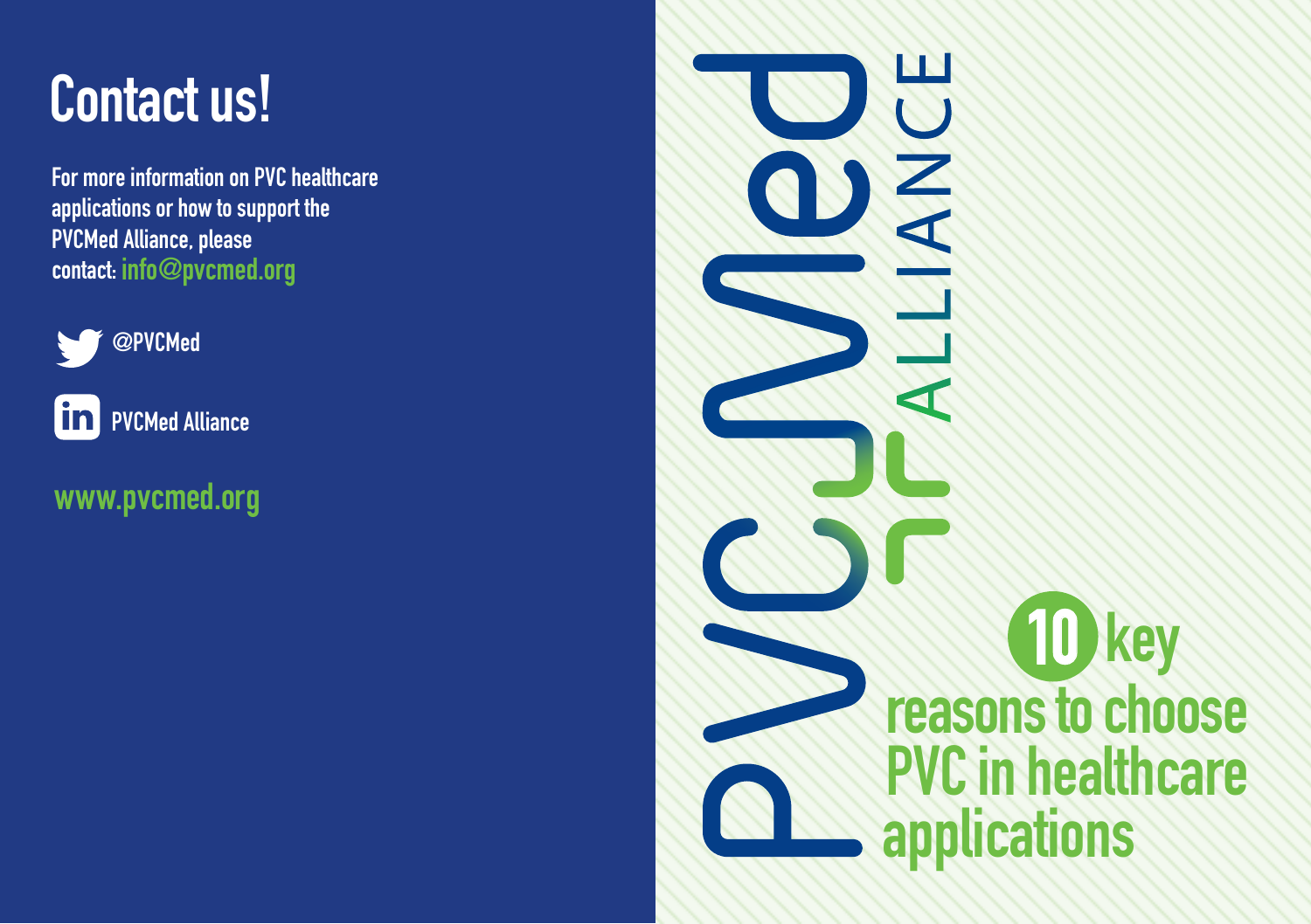# Contact us!

For more information on PVC healthcare applications or how to support the PVCMed Alliance, please contact: info@pvcmed.org

@PVCMed

PVCMed Alliance

www.pvcmed.org

PVCMed ALLIANCE

# 10 key reasons to choose PVC in healthcare applications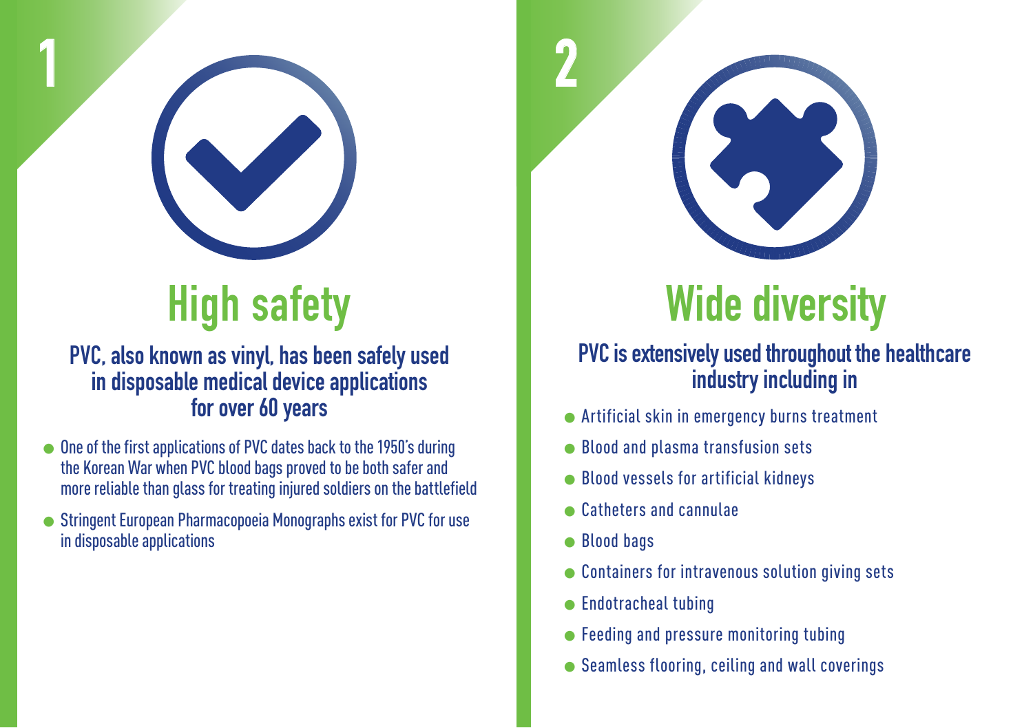1

## High safety

**PVC, also known as vinyl, has been safely used in disposable medical device applications for over 60 years**

- One of the first applications of PVC dates back to the 1950's during the Korean War when PVC blood bags proved to be both safer and more reliable than glass for treating injured soldiers on the battlefield
- Stringent European Pharmacopoeia Monographs exist for PVC for use in disposable applications

2

## Wide diversity

**PVC is extensively used throughout the healthcare industry including in**

- Artificial skin in emergency burns treatment
- Blood and plasma transfusion sets
- Blood vessels for artificial kidneys
- Catheters and cannulae
- Blood bags
- Containers for intravenous solution giving sets
- Endotracheal tubing
- Feeding and pressure monitoring tubing
- Seamless flooring, ceiling and wall coverings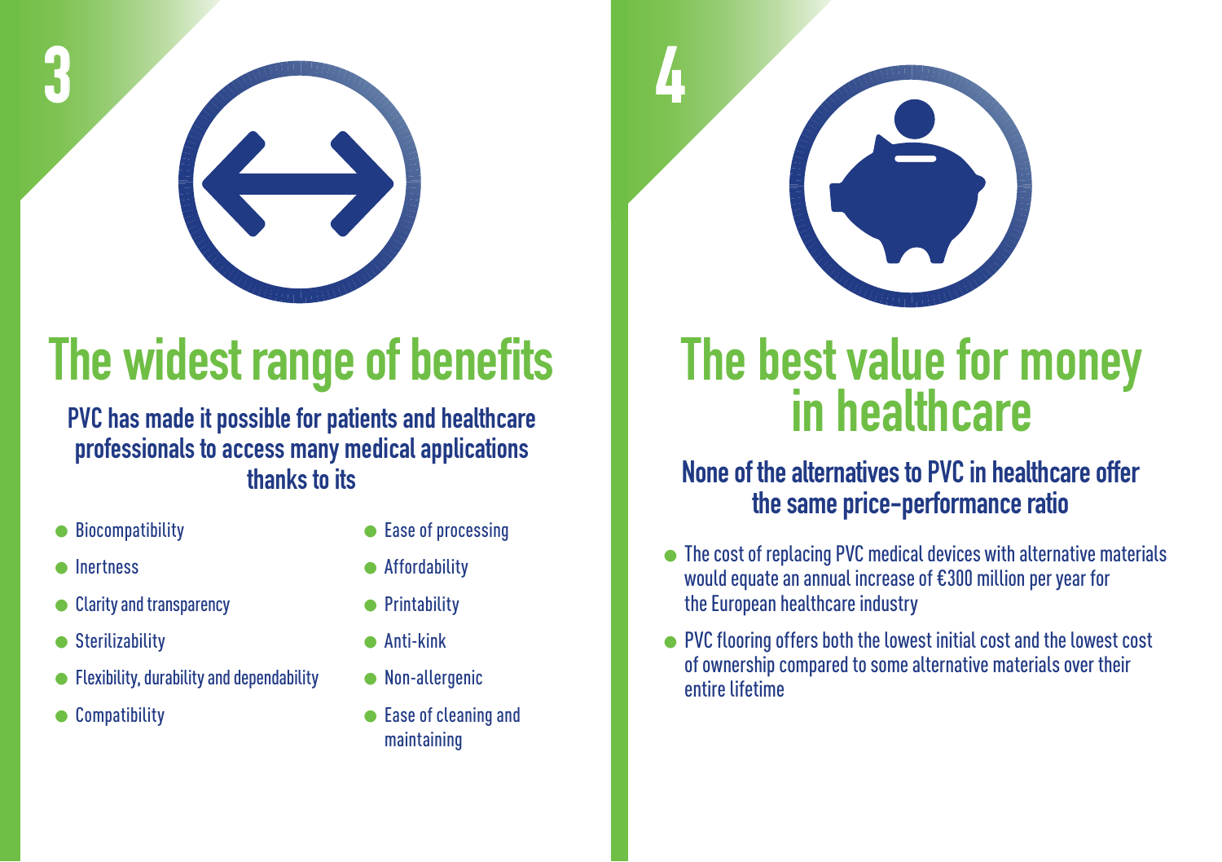3

# The widest range of benefits

**PVC has made it possible for patients and healthcare professionals to access many medical applications thanks to its**

- Biocompatibility
- Inertness
- Clarity and transparency
- Sterilizability
- Flexibility, durability and dependability
- Compatibility
- Ease of processing
- Affordability
- Printability
- Anti-kink
- Non-allergenic
- Ease of cleaning and maintaining

4

# The best value for money in healthcare

**None of the alternatives to PVC in healthcare offer the same price-performance ratio**

- The cost of replacing PVC medical devices with alternative materials would equate an annual increase of €300 million per year for the European healthcare industry
- PVC flooring offers both the lowest initial cost and the lowest cost of ownership compared to some alternative materials over their entire lifetime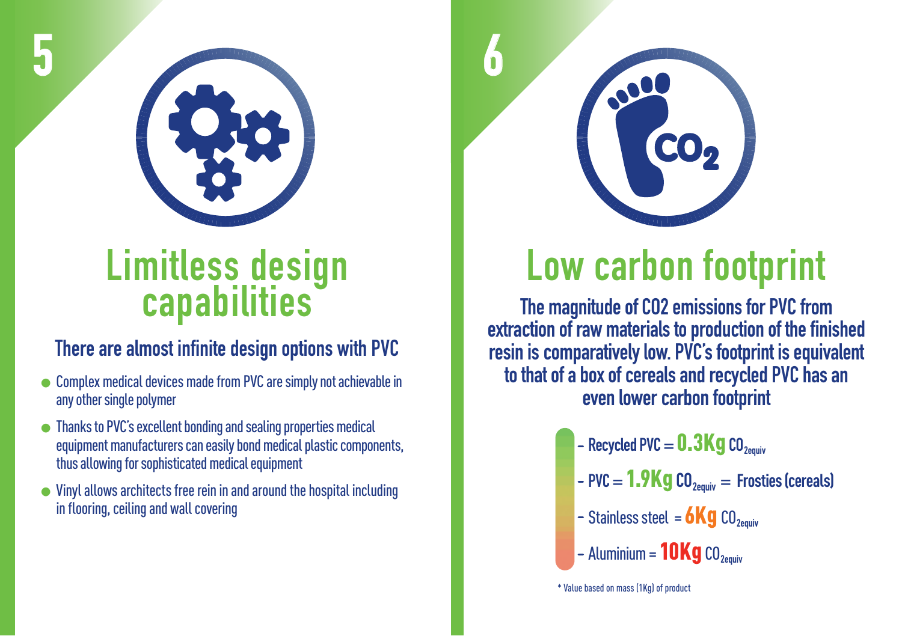5

## Limitless design capabilities

### There are almost infinite design options with PVC

- Complex medical devices made from PVC are simply not achievable in any other single polymer
- Thanks to PVC's excellent bonding and sealing properties medical equipment manufacturers can easily bond medical plastic components, thus allowing for sophisticated medical equipment
- Vinyl allows architects free rein in and around the hospital including in flooring, ceiling and wall covering

6

## Low carbon footprint

**The magnitude of CO2 emissions for PVC from extraction of raw materials to production of the finished resin is comparatively low. PVC's footprint is equivalent to that of a box of cereals and recycled PVC has an even lower carbon footprint**

- Recycled PVC = **0.3Kg** $CO_{2equiv}$
- PVC = **1.9Kg** $CO_{2equiv}$ = Frosties (cereals)
- Stainless steel = **6Kg** $CO_{2equiv}$
- Aluminium = **10Kg** $CO_{2equiv}$

* Value based on mass (1Kg) of product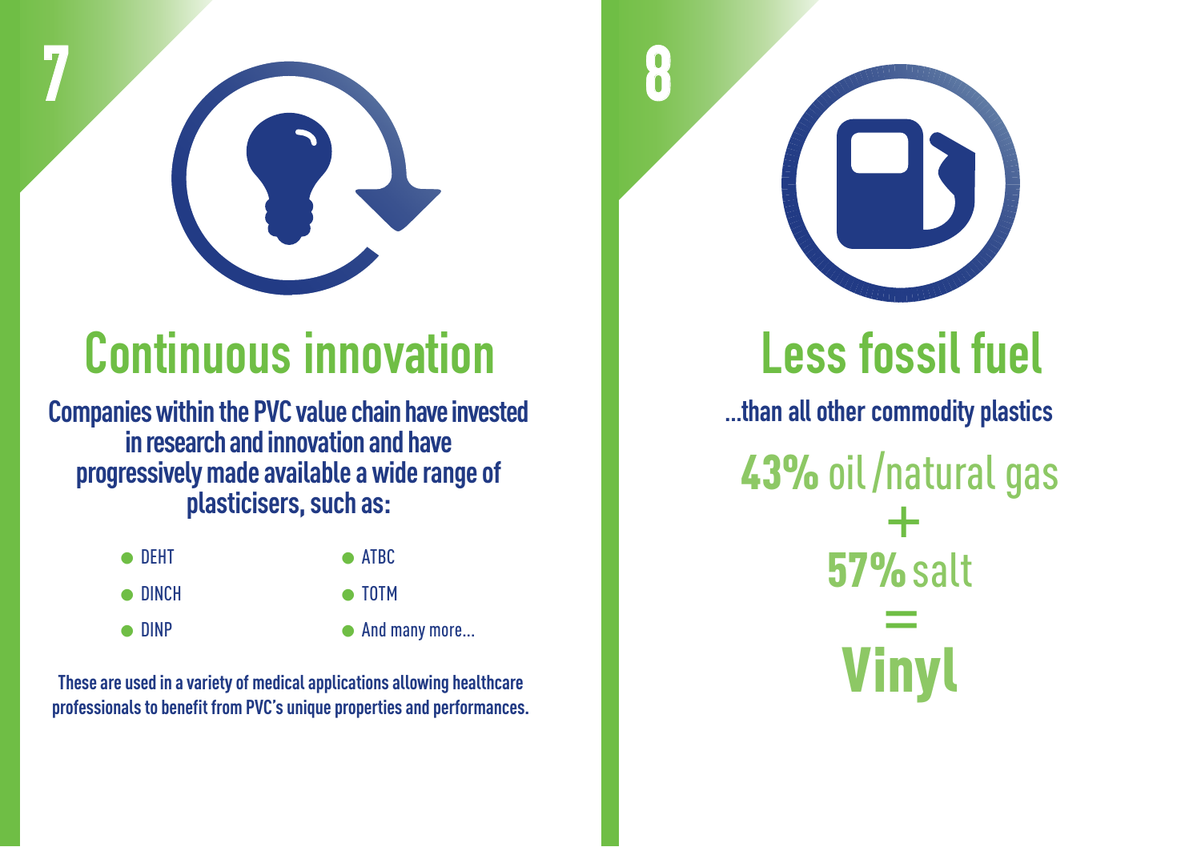## 7

# Continuous innovation

**Companies within the PVC value chain have invested in research and innovation and have progressively made available a wide range of plasticisers, such as:**

- DEHT
- DINCH
- DINP
- ATBC
- TOTM
- And many more...

**These are used in a variety of medical applications allowing healthcare professionals to benefit from PVC's unique properties and performances.**

## 8

# Less fossil fuel

**...than all other commodity plastics**

**43%** oil /natural gas

+

**57%** salt

=

**Vinyl**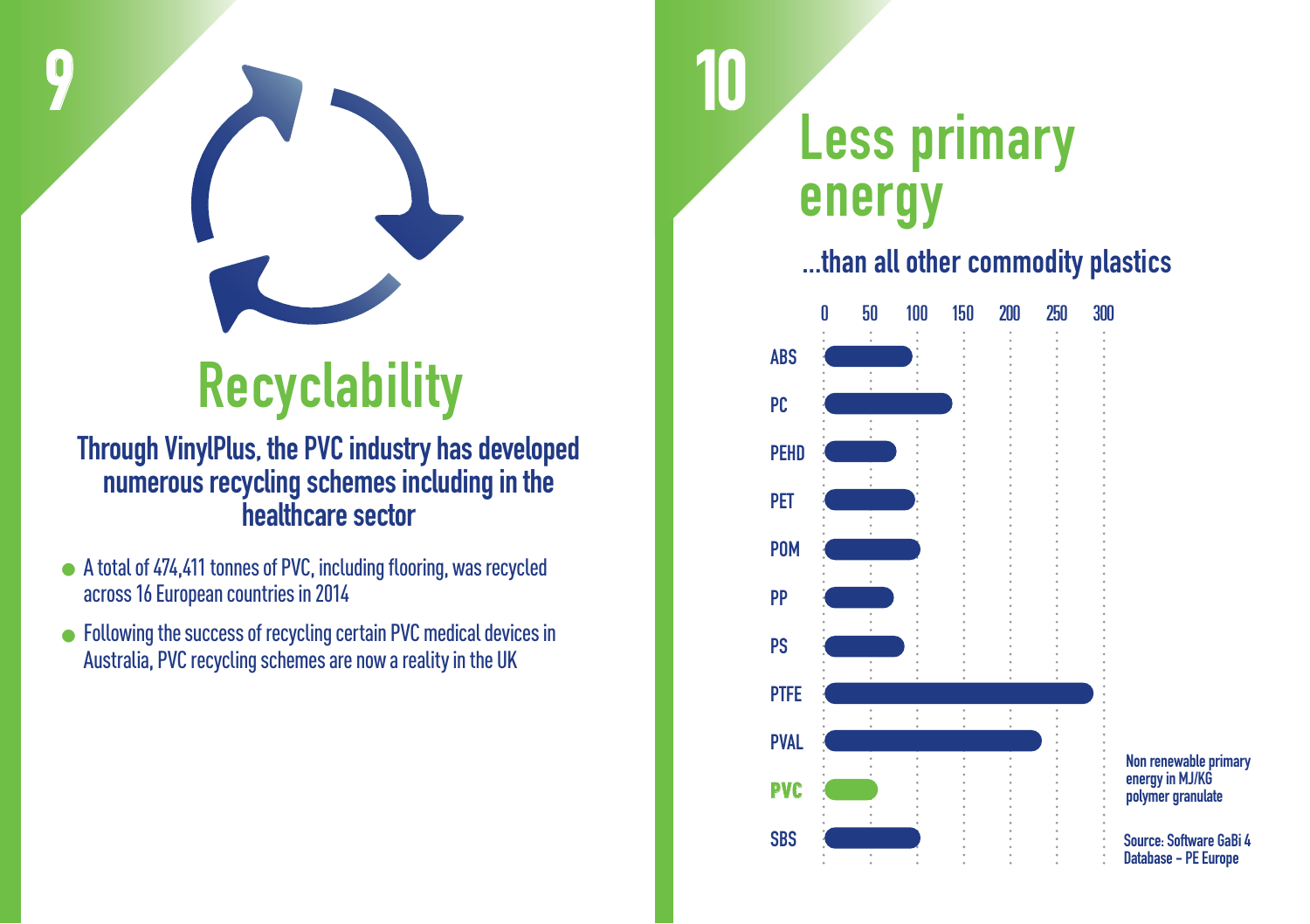9

## Recyclability

**Through VinylPlus, the PVC industry has developed numerous recycling schemes including in the healthcare sector**

- A total of 474,411 tonnes of PVC, including flooring, was recycled across 16 European countries in 2014
- Following the success of recycling certain PVC medical devices in Australia, PVC recycling schemes are now a reality in the UK

10

## Less primary energy

### ...than all other commodity plastics

0 50 100 150 200 250 300

ABS
PC
PEHD
PET
POM
PP
PS
PTFE
PVAL
PVC
SBS

Non renewable primary energy in MJ/KG polymer granulate

Source: Software GaBi 4 Database – PE Europe